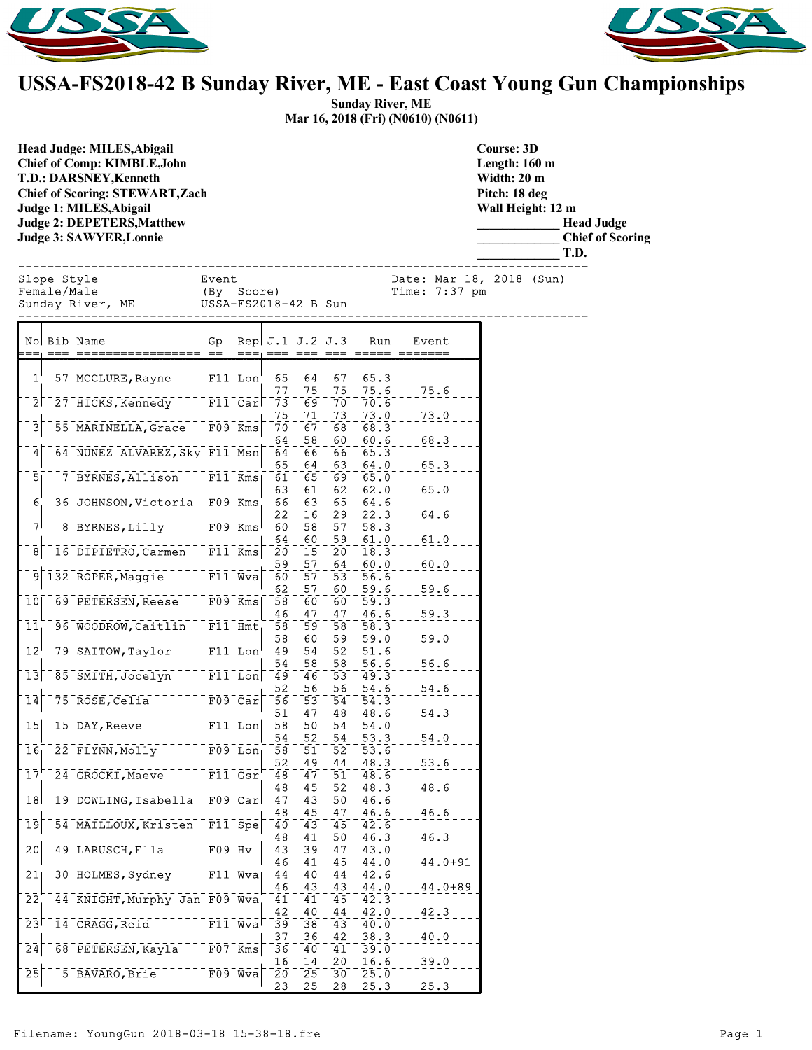# USSA-FS2018-42 B Sunday River, ME - East Coast Young Gun Championships

**Sunday River, ME**
**Mar 16, 2018 (Fri) (N0610) (N0611)**

**Head Judge: MILES,Abigail**
**Chief of Comp: KIMBLE,John**
**T.D.: DARSNEY,Kenneth**
**Chief of Scoring: STEWART,Zach**
**Judge 1: MILES,Abigail**
**Judge 2: DEPETERS,Matthew**
**Judge 3: SAWYER,Lonnie**

**Course: 3D**
**Length: 160 m**
**Width: 20 m**
**Pitch: 18 deg**
**Wall Height: 12 m**
**____________ Head Judge**
**____________ Chief of Scoring**
**____________ T.D.**

```
Slope Style            Event                  Date: Mar 18, 2018 (Sun)
Female/Male            (By  Score)            Time: 7:37 pm
Sunday River, ME       USSA-FS2018-42 B Sun
```

| No | Bib | Name | Gp | Rep | J.1 | J.2 | J.3 | Run | Event | |
|---|---|---|---|---|---|---|---|---|---|---|
| 1 | 57 | MCCLURE,Rayne | F11 | Lon | 65 | 64 | 67 | 65.3 | | |
| | | | | | 77 | 75 | 75 | 75.6 | 75.6 | |
| 2 | 27 | HICKS,Kennedy | F11 | Car | 73 | 69 | 70 | 70.6 | | |
| | | | | | 75 | 71 | 73 | 73.0 | 73.0 | |
| 3 | 55 | MARINELLA,Grace | F09 | Kms | 70 | 67 | 68 | 68.3 | | |
| | | | | | 64 | 58 | 60 | 60.6 | 68.3 | |
| 4 | 64 | NUNEZ ALVAREZ,Sky | F11 | Msn | 64 | 66 | 66 | 65.3 | | |
| | | | | | 65 | 64 | 63 | 64.0 | 65.3 | |
| 5 | 7 | BYRNES,Allison | F11 | Kms | 61 | 65 | 69 | 65.0 | | |
| | | | | | 63 | 61 | 62 | 62.0 | 65.0 | |
| 6 | 36 | JOHNSON,Victoria | F09 | Kms | 66 | 63 | 65 | 64.6 | | |
| | | | | | 22 | 16 | 29 | 22.3 | 64.6 | |
| 7 | 8 | BYRNES,Lilly | F09 | Kms | 60 | 58 | 57 | 58.3 | | |
| | | | | | 64 | 60 | 59 | 61.0 | 61.0 | |
| 8 | 16 | DIPIETRO,Carmen | F11 | Kms | 20 | 15 | 20 | 18.3 | | |
| | | | | | 59 | 57 | 64 | 60.0 | 60.0 | |
| 9 | 132 | ROPER,Maggie | F11 | Wva | 60 | 57 | 53 | 56.6 | | |
| | | | | | 62 | 57 | 60 | 59.6 | 59.6 | |
| 10 | 69 | PETERSEN,Reese | F09 | Kms | 58 | 60 | 60 | 59.3 | | |
| | | | | | 46 | 47 | 47 | 46.6 | 59.3 | |
| 11 | 96 | WOODROW,Caitlin | F11 | Hmt | 58 | 59 | 58 | 58.3 | | |
| | | | | | 58 | 60 | 59 | 59.0 | 59.0 | |
| 12 | 79 | SAITOW,Taylor | F11 | Lon | 49 | 54 | 52 | 51.6 | | |
| | | | | | 54 | 58 | 58 | 56.6 | 56.6 | |
| 13 | 85 | SMITH,Jocelyn | F11 | Lon | 49 | 46 | 53 | 49.3 | | |
| | | | | | 52 | 56 | 56 | 54.6 | 54.6 | |
| 14 | 75 | ROSE,Celia | F09 | Car | 56 | 53 | 54 | 54.3 | | |
| | | | | | 51 | 47 | 48 | 48.6 | 54.3 | |
| 15 | 15 | DAY,Reeve | F11 | Lon | 58 | 50 | 54 | 54.0 | | |
| | | | | | 54 | 52 | 54 | 53.3 | 54.0 | |
| 16 | 22 | FLYNN,Molly | F09 | Lon | 58 | 51 | 52 | 53.6 | | |
| | | | | | 52 | 49 | 44 | 48.3 | 53.6 | |
| 17 | 24 | GROCKI,Maeve | F11 | Gsr | 48 | 47 | 51 | 48.6 | | |
| | | | | | 48 | 45 | 52 | 48.3 | 48.6 | |
| 18 | 19 | DOWLING,Isabella | F09 | Car | 47 | 43 | 50 | 46.6 | | |
| | | | | | 48 | 45 | 47 | 46.6 | 46.6 | |
| 19 | 54 | MAILLOUX,Kristen | F11 | Spe | 40 | 43 | 45 | 42.6 | | |
| | | | | | 48 | 41 | 50 | 46.3 | 46.3 | |
| 20 | 49 | LARUSCH,Ella | F09 | Hv | 43 | 39 | 47 | 43.0 | | |
| | | | | | 46 | 41 | 45 | 44.0 | 44.0 | +91 |
| 21 | 30 | HOLMES,Sydney | F11 | Wva | 44 | 40 | 44 | 42.6 | | |
| | | | | | 46 | 43 | 43 | 44.0 | 44.0 | +89 |
| 22 | 44 | KNIGHT,Murphy Jan | F09 | Wva | 41 | 41 | 45 | 42.3 | | |
| | | | | | 42 | 40 | 44 | 42.0 | 42.3 | |
| 23 | 14 | CRAGG,Reid | F11 | Wva | 39 | 38 | 43 | 40.0 | | |
| | | | | | 37 | 36 | 42 | 38.3 | 40.0 | |
| 24 | 68 | PETERSEN,Kayla | F07 | Kms | 36 | 40 | 41 | 39.0 | | |
| | | | | | 16 | 14 | 20 | 16.6 | 39.0 | |
| 25 | 5 | BAVARO,Brie | F09 | Wva | 20 | 25 | 30 | 25.0 | | |
| | | | | | 23 | 25 | 28 | 25.3 | 25.3 | |

Filename: YoungGun 2018-03-18 15-38-18.fre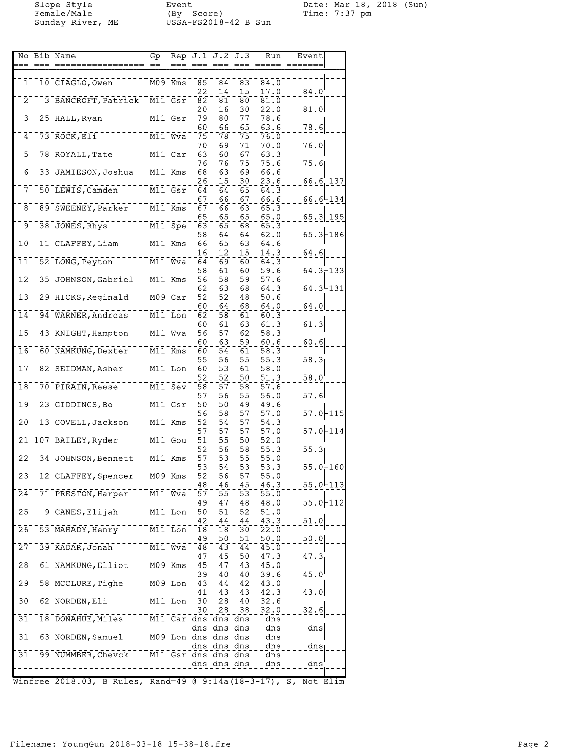Slope Style
Female/Male
Sunday River, ME

Event
(By Score)
USSA-FS2018-42 B Sun

Date: Mar 18, 2018 (Sun)
Time: 7:37 pm

| No | Bib | Name | Gp | Rep | J.1 | J.2 | J.3 | Run | Event | |
|---|---|---|---|---|---|---|---|---|---|---|
| 1 | 10 | CIAGLO,Owen | M09 | Kms | 85 | 84 | 83 | 84.0 | | |
| | | | | | 22 | 14 | 15 | 17.0 | 84.0 | |
| 2 | 3 | BANCROFT,Patrick | M11 | Gsr | 82 | 81 | 80 | 81.0 | | |
| | | | | | 20 | 16 | 30 | 22.0 | 81.0 | |
| 3 | 25 | HALL,Ryan | M11 | Gsr | 79 | 80 | 77 | 78.6 | | |
| | | | | | 60 | 66 | 65 | 63.6 | 78.6 | |
| 4 | 73 | ROCK,Eli | M11 | Wva | 75 | 78 | 75 | 76.0 | | |
| | | | | | 70 | 69 | 71 | 70.0 | 76.0 | |
| 5 | 78 | ROYALL,Tate | M11 | Car | 63 | 60 | 67 | 63.3 | | |
| | | | | | 76 | 76 | 75 | 75.6 | 75.6 | |
| 6 | 33 | JAMIESON,Joshua | M11 | Kms | 68 | 63 | 69 | 66.6 | | |
| | | | | | 26 | 15 | 30 | 23.6 | 66.6 | +137 |
| 7 | 50 | LEWIS,Camden | M11 | Gsr | 64 | 64 | 65 | 64.3 | | |
| | | | | | 67 | 66 | 67 | 66.6 | 66.6 | +134 |
| 8 | 89 | SWEENEY,Parker | M11 | Kms | 67 | 66 | 63 | 65.3 | | |
| | | | | | 65 | 65 | 65 | 65.0 | 65.3 | +195 |
| 9 | 38 | JONES,Rhys | M11 | Spe | 63 | 65 | 68 | 65.3 | | |
| | | | | | 58 | 64 | 64 | 62.0 | 65.3 | +186 |
| 10 | 11 | CLAFFEY,Liam | M11 | Kms | 66 | 65 | 63 | 64.6 | | |
| | | | | | 16 | 12 | 15 | 14.3 | 64.6 | |
| 11 | 52 | LONG,Peyton | M11 | Wva | 64 | 69 | 60 | 64.3 | | |
| | | | | | 58 | 61 | 60 | 59.6 | 64.3 | +133 |
| 12 | 35 | JOHNSON,Gabriel | M11 | Kms | 56 | 58 | 59 | 57.6 | | |
| | | | | | 62 | 63 | 68 | 64.3 | 64.3 | +131 |
| 13 | 29 | HICKS,Reginald | M09 | Car | 52 | 52 | 48 | 50.6 | | |
| | | | | | 60 | 64 | 68 | 64.0 | 64.0 | |
| 14 | 94 | WARNER,Andreas | M11 | Lon | 62 | 58 | 61 | 60.3 | | |
| | | | | | 60 | 61 | 63 | 61.3 | 61.3 | |
| 15 | 43 | KNIGHT,Hampton | M11 | Wva | 56 | 57 | 62 | 58.3 | | |
| | | | | | 60 | 63 | 59 | 60.6 | 60.6 | |
| 16 | 60 | NAMKUNG,Dexter | M11 | Kms | 60 | 54 | 61 | 58.3 | | |
| | | | | | 55 | 56 | 55 | 55.3 | 58.3 | |
| 17 | 82 | SEIDMAN,Asher | M11 | Lon | 60 | 53 | 61 | 58.0 | | |
| | | | | | 52 | 52 | 50 | 51.3 | 58.0 | |
| 18 | 70 | PIRAIN,Reese | M11 | Sev | 58 | 57 | 58 | 57.6 | | |
| | | | | | 57 | 56 | 55 | 56.0 | 57.6 | |
| 19 | 23 | GIDDINGS,Bo | M11 | Gsr | 50 | 50 | 49 | 49.6 | | |
| | | | | | 56 | 58 | 57 | 57.0 | 57.0 | +115 |
| 20 | 13 | COVELL,Jackson | M11 | Kms | 52 | 54 | 57 | 54.3 | | |
| | | | | | 57 | 57 | 57 | 57.0 | 57.0 | +114 |
| 21 | 107 | BAILEY,Ryder | M11 | Gou | 51 | 55 | 50 | 52.0 | | |
| | | | | | 52 | 56 | 58 | 55.3 | 55.3 | |
| 22 | 34 | JOHNSON,Bennett | M11 | Kms | 57 | 53 | 55 | 55.0 | | |
| | | | | | 53 | 54 | 53 | 53.3 | 55.0 | +160 |
| 23 | 12 | CLAFFEY,Spencer | M09 | Kms | 52 | 56 | 57 | 55.0 | | |
| | | | | | 48 | 46 | 45 | 46.3 | 55.0 | +113 |
| 24 | 71 | PRESTON,Harper | M11 | Wva | 57 | 55 | 53 | 55.0 | | |
| | | | | | 49 | 47 | 48 | 48.0 | 55.0 | +112 |
| 25 | 9 | CANES,Elijah | M11 | Lon | 50 | 51 | 52 | 51.0 | | |
| | | | | | 42 | 44 | 44 | 43.3 | 51.0 | |
| 26 | 53 | MAHADY,Henry | M11 | Lon | 18 | 18 | 30 | 22.0 | | |
| | | | | | 49 | 50 | 51 | 50.0 | 50.0 | |
| 27 | 39 | KADAR,Jonah | M11 | Wva | 48 | 43 | 44 | 45.0 | | |
| | | | | | 47 | 45 | 50 | 47.3 | 47.3 | |
| 28 | 61 | NAMKUNG,Elliot | M09 | Kms | 45 | 47 | 43 | 45.0 | | |
| | | | | | 39 | 40 | 40 | 39.6 | 45.0 | |
| 29 | 58 | MCCLURE,Tighe | M09 | Lon | 43 | 44 | 42 | 43.0 | | |
| | | | | | 41 | 43 | 43 | 42.3 | 43.0 | |
| 30 | 62 | NORDEN,Eli | M11 | Lon | 30 | 28 | 40 | 32.6 | | |
| | | | | | 30 | 28 | 38 | 32.0 | 32.6 | |
| 31 | 18 | DONAHUE,Miles | M11 | Car | dns | dns | dns | dns | | |
| | | | | | dns | dns | dns | dns | dns | |
| 31 | 63 | NORDEN,Samuel | M09 | Lon | dns | dns | dns | dns | | |
| | | | | | dns | dns | dns | dns | dns | |
| 31 | 99 | NUMMBER,Chevck | M11 | Gsr | dns | dns | dns | dns | | |
| | | | | | dns | dns | dns | dns | dns | |

Winfree 2018.03, B Rules, Rand=49 @ 9:14a(18-3-17), S, Not Elim

Filename: YoungGun 2018-03-18 15-38-18.fre